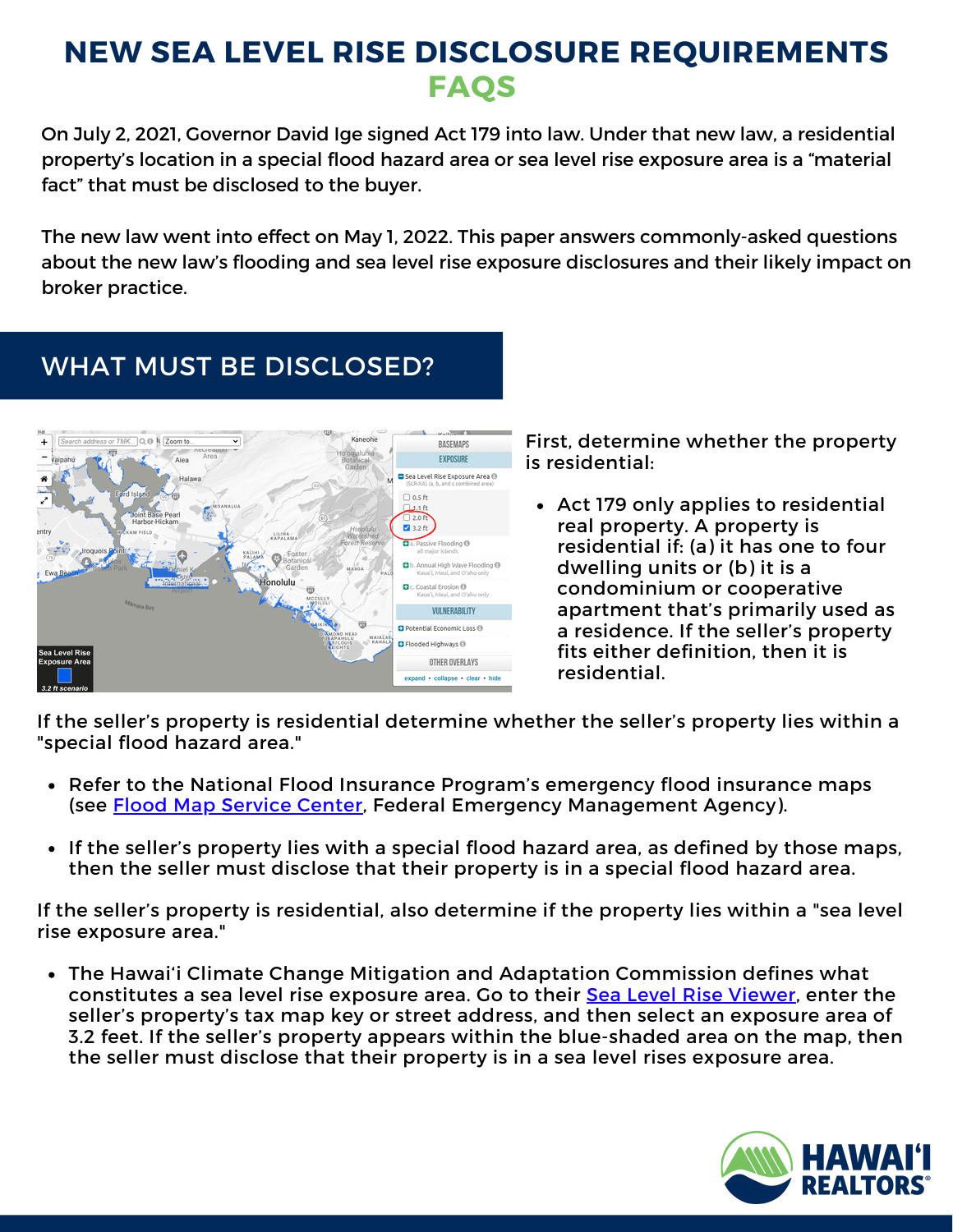# NEW SEA LEVEL RISE DISCLOSURE REQUIREMENTS

## FAQS

On July 2, 2021, Governor David Ige signed Act 179 into law. Under that new law, a residential property's location in a special flood hazard area or sea level rise exposure area is a "material fact" that must be disclosed to the buyer.

The new law went into effect on May 1, 2022. This paper answers commonly-asked questions about the new law's flooding and sea level rise exposure disclosures and their likely impact on broker practice.

## WHAT MUST BE DISCLOSED?

First, determine whether the property is residential:

- Act 179 only applies to residential real property. A property is residential if: (a) it has one to four dwelling units or (b) it is a condominium or cooperative apartment that's primarily used as a residence. If the seller's property fits either definition, then it is residential.

If the seller's property is residential determine whether the seller's property lies within a "special flood hazard area."

- Refer to the National Flood Insurance Program's emergency flood insurance maps (see [Flood Map Service Center](), Federal Emergency Management Agency).
- If the seller's property lies with a special flood hazard area, as defined by those maps, then the seller must disclose that their property is in a special flood hazard area.

If the seller's property is residential, also determine if the property lies within a "sea level rise exposure area."

- The Hawai'i Climate Change Mitigation and Adaptation Commission defines what constitutes a sea level rise exposure area. Go to their [Sea Level Rise Viewer](), enter the seller's property's tax map key or street address, and then select an exposure area of 3.2 feet. If the seller's property appears within the blue-shaded area on the map, then the seller must disclose that their property is in a sea level rises exposure area.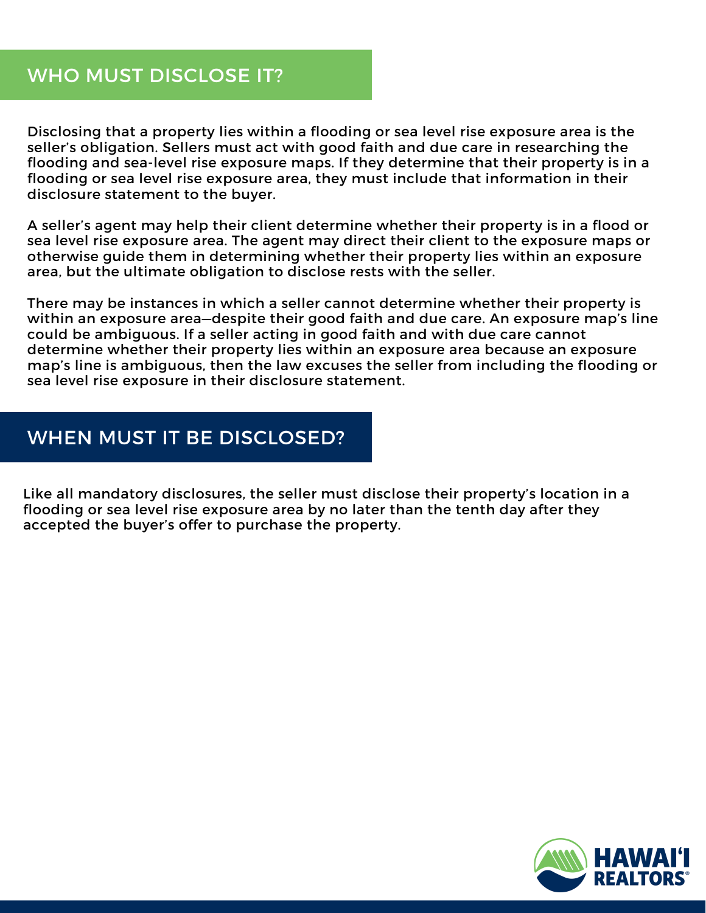## WHO MUST DISCLOSE IT?

Disclosing that a property lies within a flooding or sea level rise exposure area is the seller's obligation. Sellers must act with good faith and due care in researching the flooding and sea-level rise exposure maps. If they determine that their property is in a flooding or sea level rise exposure area, they must include that information in their disclosure statement to the buyer.

A seller's agent may help their client determine whether their property is in a flood or sea level rise exposure area. The agent may direct their client to the exposure maps or otherwise guide them in determining whether their property lies within an exposure area, but the ultimate obligation to disclose rests with the seller.

There may be instances in which a seller cannot determine whether their property is within an exposure area—despite their good faith and due care. An exposure map's line could be ambiguous. If a seller acting in good faith and with due care cannot determine whether their property lies within an exposure area because an exposure map's line is ambiguous, then the law excuses the seller from including the flooding or sea level rise exposure in their disclosure statement.

## WHEN MUST IT BE DISCLOSED?

Like all mandatory disclosures, the seller must disclose their property's location in a flooding or sea level rise exposure area by no later than the tenth day after they accepted the buyer's offer to purchase the property.

HAWAI'I REALTORS®